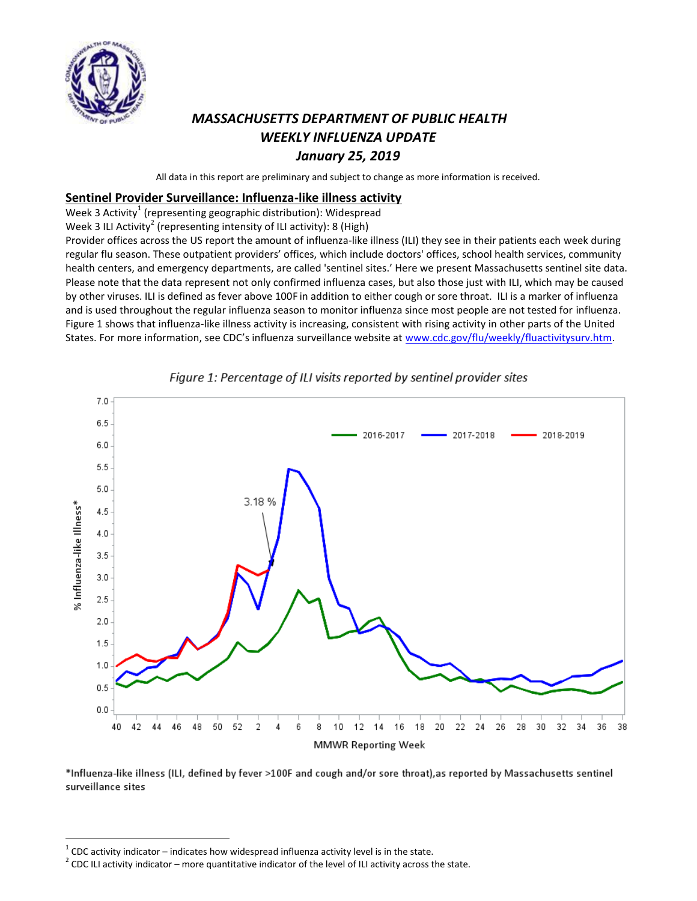# *MASSACHUSETTS DEPARTMENT OF PUBLIC HEALTH WEEKLY INFLUENZA UPDATE January 25, 2019*

All data in this report are preliminary and subject to change as more information is received.

## Sentinel Provider Surveillance: Influenza-like illness activity

Week 3 Activity[1] (representing geographic distribution): Widespread

Week 3 ILI Activity[2] (representing intensity of ILI activity): 8 (High)

Provider offices across the US report the amount of influenza-like illness (ILI) they see in their patients each week during regular flu season. These outpatient providers' offices, which include doctors' offices, school health services, community health centers, and emergency departments, are called 'sentinel sites.' Here we present Massachusetts sentinel site data. Please note that the data represent not only confirmed influenza cases, but also those just with ILI, which may be caused by other viruses. ILI is defined as fever above 100F in addition to either cough or sore throat. ILI is a marker of influenza and is used throughout the regular influenza season to monitor influenza since most people are not tested for influenza. Figure 1 shows that influenza-like illness activity is increasing, consistent with rising activity in other parts of the United States. For more information, see CDC's influenza surveillance website at www.cdc.gov/flu/weekly/fluactivitysurv.htm.

*Figure 1: Percentage of ILI visits reported by sentinel provider sites*

*Influenza-like illness (ILI, defined by fever >100F and cough and/or sore throat),as reported by Massachusetts sentinel surveillance sites

[1] CDC activity indicator – indicates how widespread influenza activity level is in the state.

[2] CDC ILI activity indicator – more quantitative indicator of the level of ILI activity across the state.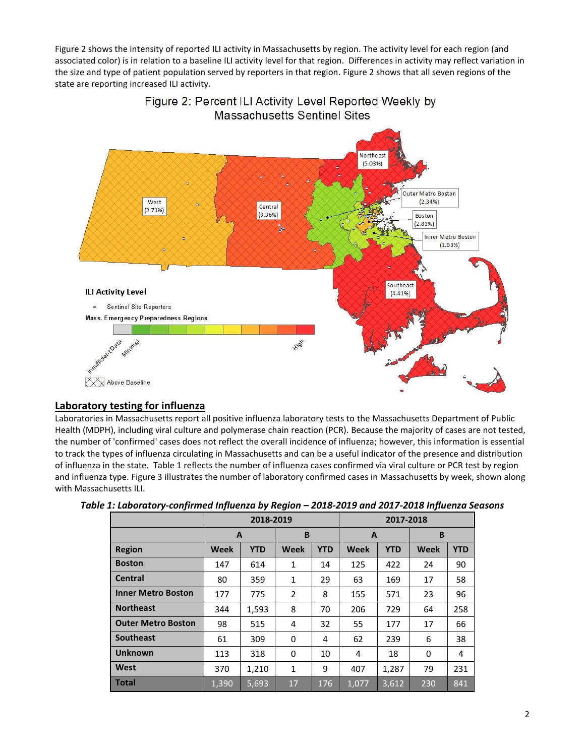Figure 2 shows the intensity of reported ILI activity in Massachusetts by region. The activity level for each region (and associated color) is in relation to a baseline ILI activity level for that region. Differences in activity may reflect variation in the size and type of patient population served by reporters in that region. Figure 2 shows that all seven regions of the state are reporting increased ILI activity.

Figure 2: Percent ILI Activity Level Reported Weekly by Massachusetts Sentinel Sites

## Laboratory testing for influenza

Laboratories in Massachusetts report all positive influenza laboratory tests to the Massachusetts Department of Public Health (MDPH), including viral culture and polymerase chain reaction (PCR). Because the majority of cases are not tested, the number of 'confirmed' cases does not reflect the overall incidence of influenza; however, this information is essential to track the types of influenza circulating in Massachusetts and can be a useful indicator of the presence and distribution of influenza in the state. Table 1 reflects the number of influenza cases confirmed via viral culture or PCR test by region and influenza type. Figure 3 illustrates the number of laboratory confirmed cases in Massachusetts by week, shown along with Massachusetts ILI.

***Table 1: Laboratory-confirmed Influenza by Region – 2018-2019 and 2017-2018 Influenza Seasons***

| | 2018-2019 | | | | 2017-2018 | | | |
|---|---|---|---|---|---|---|---|---|
| | A | | B | | A | | B | |
| **Region** | **Week** | **YTD** | **Week** | **YTD** | **Week** | **YTD** | **Week** | **YTD** |
| **Boston** | 147 | 614 | 1 | 14 | 125 | 422 | 24 | 90 |
| **Central** | 80 | 359 | 1 | 29 | 63 | 169 | 17 | 58 |
| **Inner Metro Boston** | 177 | 775 | 2 | 8 | 155 | 571 | 23 | 96 |
| **Northeast** | 344 | 1,593 | 8 | 70 | 206 | 729 | 64 | 258 |
| **Outer Metro Boston** | 98 | 515 | 4 | 32 | 55 | 177 | 17 | 66 |
| **Southeast** | 61 | 309 | 0 | 4 | 62 | 239 | 6 | 38 |
| **Unknown** | 113 | 318 | 0 | 10 | 4 | 18 | 0 | 4 |
| **West** | 370 | 1,210 | 1 | 9 | 407 | 1,287 | 79 | 231 |
| **Total** | 1,390 | 5,693 | 17 | 176 | 1,077 | 3,612 | 230 | 841 |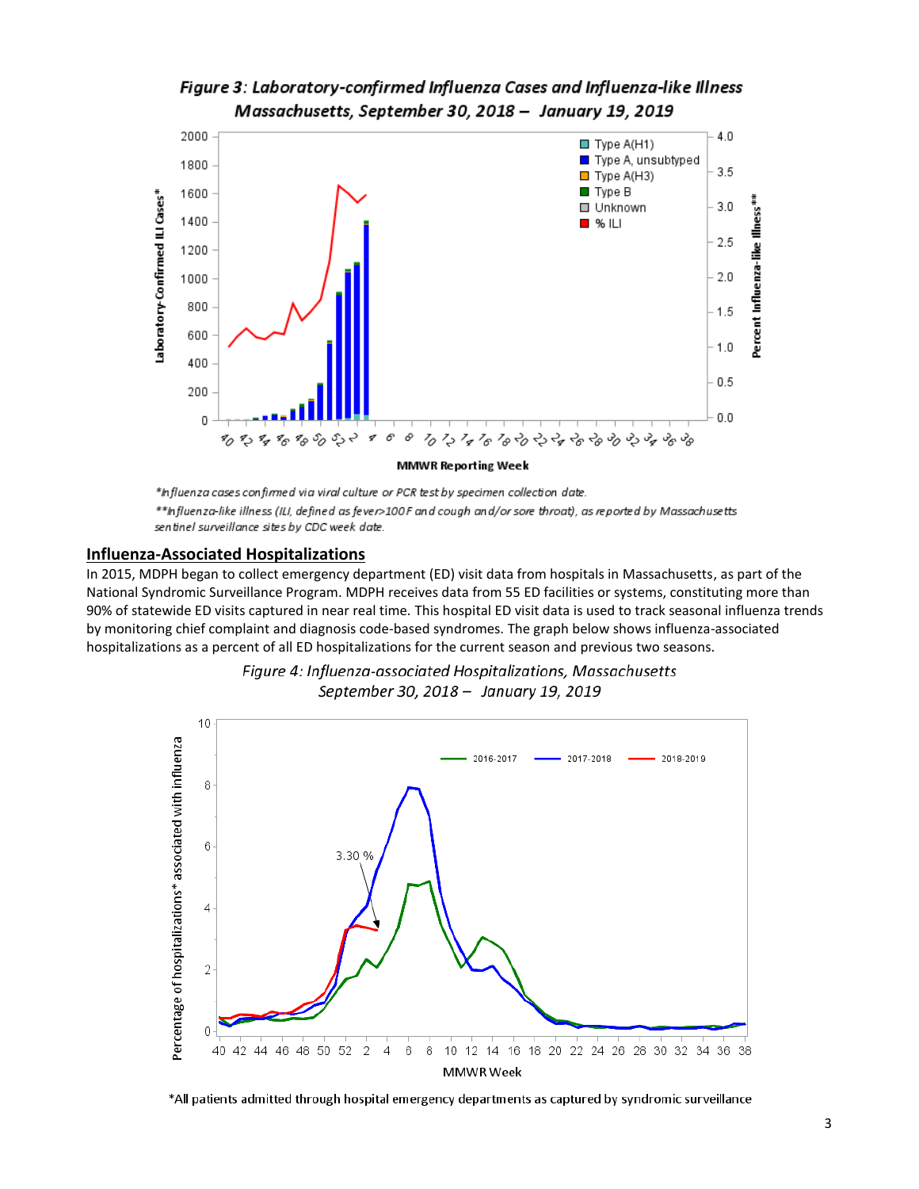*Figure 3: Laboratory-confirmed Influenza Cases and Influenza-like Illness Massachusetts, September 30, 2018 – January 19, 2019*

*Influenza cases confirmed via viral culture or PCR test by specimen collection date.

**Influenza-like illness (ILI, defined as fever>100F and cough and/or sore throat), as reported by Massachusetts sentinel surveillance sites by CDC week date.

## Influenza-Associated Hospitalizations

In 2015, MDPH began to collect emergency department (ED) visit data from hospitals in Massachusetts, as part of the National Syndromic Surveillance Program. MDPH receives data from 55 ED facilities or systems, constituting more than 90% of statewide ED visits captured in near real time. This hospital ED visit data is used to track seasonal influenza trends by monitoring chief complaint and diagnosis code-based syndromes. The graph below shows influenza-associated hospitalizations as a percent of all ED hospitalizations for the current season and previous two seasons.

*Figure 4: Influenza-associated Hospitalizations, Massachusetts September 30, 2018 – January 19, 2019*

*All patients admitted through hospital emergency departments as captured by syndromic surveillance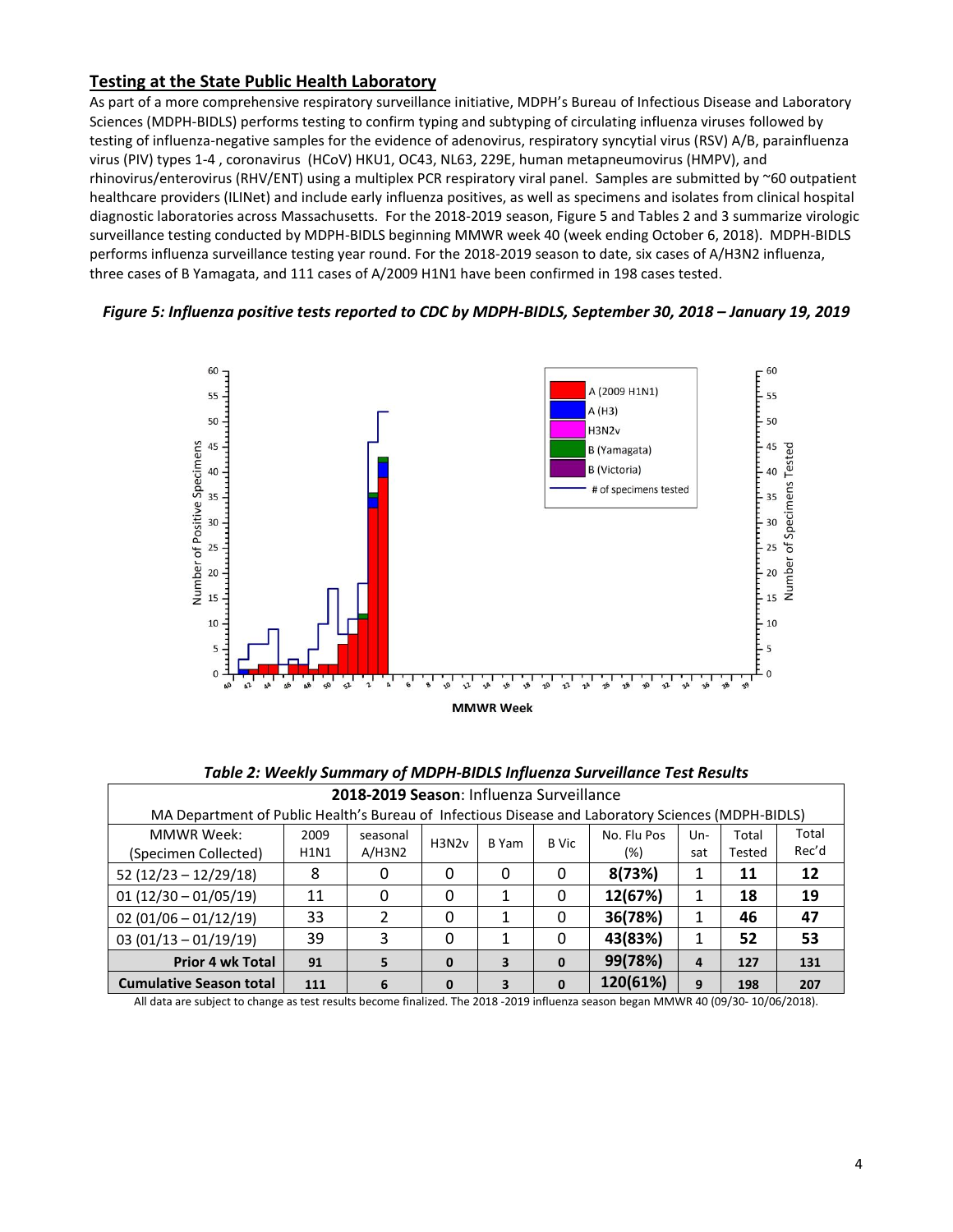## Testing at the State Public Health Laboratory

As part of a more comprehensive respiratory surveillance initiative, MDPH's Bureau of Infectious Disease and Laboratory Sciences (MDPH-BIDLS) performs testing to confirm typing and subtyping of circulating influenza viruses followed by testing of influenza-negative samples for the evidence of adenovirus, respiratory syncytial virus (RSV) A/B, parainfluenza virus (PIV) types 1-4 , coronavirus (HCoV) HKU1, OC43, NL63, 229E, human metapneumovirus (HMPV), and rhinovirus/enterovirus (RHV/ENT) using a multiplex PCR respiratory viral panel. Samples are submitted by ~60 outpatient healthcare providers (ILINet) and include early influenza positives, as well as specimens and isolates from clinical hospital diagnostic laboratories across Massachusetts. For the 2018-2019 season, Figure 5 and Tables 2 and 3 summarize virologic surveillance testing conducted by MDPH-BIDLS beginning MMWR week 40 (week ending October 6, 2018). MDPH-BIDLS performs influenza surveillance testing year round. For the 2018-2019 season to date, six cases of A/H3N2 influenza, three cases of B Yamagata, and 111 cases of A/2009 H1N1 have been confirmed in 198 cases tested.

***Figure 5: Influenza positive tests reported to CDC by MDPH-BIDLS, September 30, 2018 – January 19, 2019***

***Table 2: Weekly Summary of MDPH-BIDLS Influenza Surveillance Test Results***

| **2018-2019 Season**: Influenza Surveillance | | | | | | | | | |
|---|---|---|---|---|---|---|---|---|---|
| MA Department of Public Health's Bureau of Infectious Disease and Laboratory Sciences (MDPH-BIDLS) | | | | | | | | | |
| MMWR Week: (Specimen Collected) | 2009 H1N1 | seasonal A/H3N2 | H3N2v | B Yam | B Vic | No. Flu Pos (%) | Un-sat | Total Tested | Total Rec'd |
| 52 (12/23 – 12/29/18) | 8 | 0 | 0 | 0 | 0 | **8(73%)** | 1 | **11** | **12** |
| 01 (12/30 – 01/05/19) | 11 | 0 | 0 | 1 | 0 | **12(67%)** | 1 | **18** | **19** |
| 02 (01/06 – 01/12/19) | 33 | 2 | 0 | 1 | 0 | **36(78%)** | 1 | **46** | **47** |
| 03 (01/13 – 01/19/19) | 39 | 3 | 0 | 1 | 0 | **43(83%)** | 1 | **52** | **53** |
| **Prior 4 wk Total** | **91** | **5** | **0** | **3** | **0** | **99(78%)** | **4** | **127** | **131** |
| **Cumulative Season total** | **111** | **6** | **0** | **3** | **0** | **120(61%)** | **9** | **198** | **207** |

All data are subject to change as test results become finalized. The 2018 -2019 influenza season began MMWR 40 (09/30- 10/06/2018).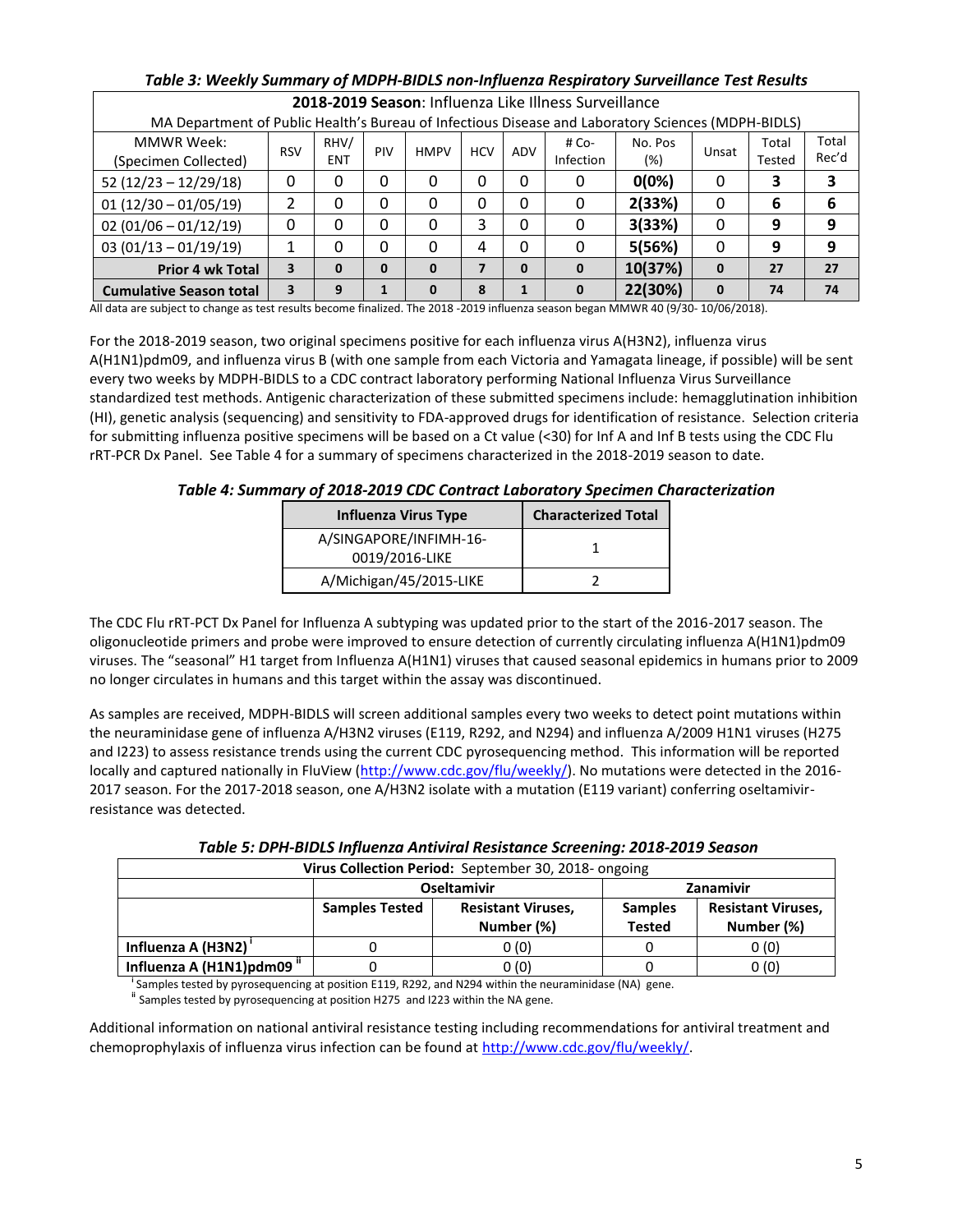*Table 3: Weekly Summary of MDPH-BIDLS non-Influenza Respiratory Surveillance Test Results*

| **2018-2019 Season**: Influenza Like Illness Surveillance<br>MA Department of Public Health's Bureau of Infectious Disease and Laboratory Sciences (MDPH-BIDLS) | | | | | | | | | | | |
|---|---|---|---|---|---|---|---|---|---|---|---|
| MMWR Week: (Specimen Collected) | RSV | RHV/ ENT | PIV | HMPV | HCV | ADV | # Co-Infection | No. Pos (%) | Unsat | Total Tested | Total Rec'd |
| 52 (12/23 – 12/29/18) | 0 | 0 | 0 | 0 | 0 | 0 | 0 | **0(0%)** | 0 | **3** | **3** |
| 01 (12/30 – 01/05/19) | 2 | 0 | 0 | 0 | 0 | 0 | 0 | **2(33%)** | 0 | **6** | **6** |
| 02 (01/06 – 01/12/19) | 0 | 0 | 0 | 0 | 3 | 0 | 0 | **3(33%)** | 0 | **9** | **9** |
| 03 (01/13 – 01/19/19) | 1 | 0 | 0 | 0 | 4 | 0 | 0 | **5(56%)** | 0 | **9** | **9** |
| **Prior 4 wk Total** | **3** | **0** | **0** | **0** | **7** | **0** | **0** | **10(37%)** | **0** | **27** | **27** |
| **Cumulative Season total** | **3** | **9** | **1** | **0** | **8** | **1** | **0** | **22(30%)** | **0** | **74** | **74** |

All data are subject to change as test results become finalized. The 2018 -2019 influenza season began MMWR 40 (9/30- 10/06/2018).

For the 2018-2019 season, two original specimens positive for each influenza virus A(H3N2), influenza virus A(H1N1)pdm09, and influenza virus B (with one sample from each Victoria and Yamagata lineage, if possible) will be sent every two weeks by MDPH-BIDLS to a CDC contract laboratory performing National Influenza Virus Surveillance standardized test methods. Antigenic characterization of these submitted specimens include: hemagglutination inhibition (HI), genetic analysis (sequencing) and sensitivity to FDA-approved drugs for identification of resistance. Selection criteria for submitting influenza positive specimens will be based on a Ct value (<30) for Inf A and Inf B tests using the CDC Flu rRT-PCR Dx Panel. See Table 4 for a summary of specimens characterized in the 2018-2019 season to date.

*Table 4: Summary of 2018-2019 CDC Contract Laboratory Specimen Characterization*

| Influenza Virus Type | Characterized Total |
|---|---|
| A/SINGAPORE/INFIMH-16-0019/2016-LIKE | 1 |
| A/Michigan/45/2015-LIKE | 2 |

The CDC Flu rRT-PCT Dx Panel for Influenza A subtyping was updated prior to the start of the 2016-2017 season. The oligonucleotide primers and probe were improved to ensure detection of currently circulating influenza A(H1N1)pdm09 viruses. The "seasonal" H1 target from Influenza A(H1N1) viruses that caused seasonal epidemics in humans prior to 2009 no longer circulates in humans and this target within the assay was discontinued.

As samples are received, MDPH-BIDLS will screen additional samples every two weeks to detect point mutations within the neuraminidase gene of influenza A/H3N2 viruses (E119, R292, and N294) and influenza A/2009 H1N1 viruses (H275 and I223) to assess resistance trends using the current CDC pyrosequencing method. This information will be reported locally and captured nationally in FluView (http://www.cdc.gov/flu/weekly/). No mutations were detected in the 2016-2017 season. For the 2017-2018 season, one A/H3N2 isolate with a mutation (E119 variant) conferring oseltamivir-resistance was detected.

*Table 5: DPH-BIDLS Influenza Antiviral Resistance Screening: 2018-2019 Season*

| **Virus Collection Period:** September 30, 2018- ongoing | | | | |
|---|---|---|---|---|
| | **Oseltamivir** | | **Zanamivir** | |
| | **Samples Tested** | **Resistant Viruses, Number (%)** | **Samples Tested** | **Resistant Viruses, Number (%)** |
| **Influenza A (H3N2)** [i] | 0 | 0 (0) | 0 | 0 (0) |
| **Influenza A (H1N1)pdm09** [ii] | 0 | 0 (0) | 0 | 0 (0) |

[i] Samples tested by pyrosequencing at position E119, R292, and N294 within the neuraminidase (NA) gene.
[ii] Samples tested by pyrosequencing at position H275 and I223 within the NA gene.

Additional information on national antiviral resistance testing including recommendations for antiviral treatment and chemoprophylaxis of influenza virus infection can be found at http://www.cdc.gov/flu/weekly/.